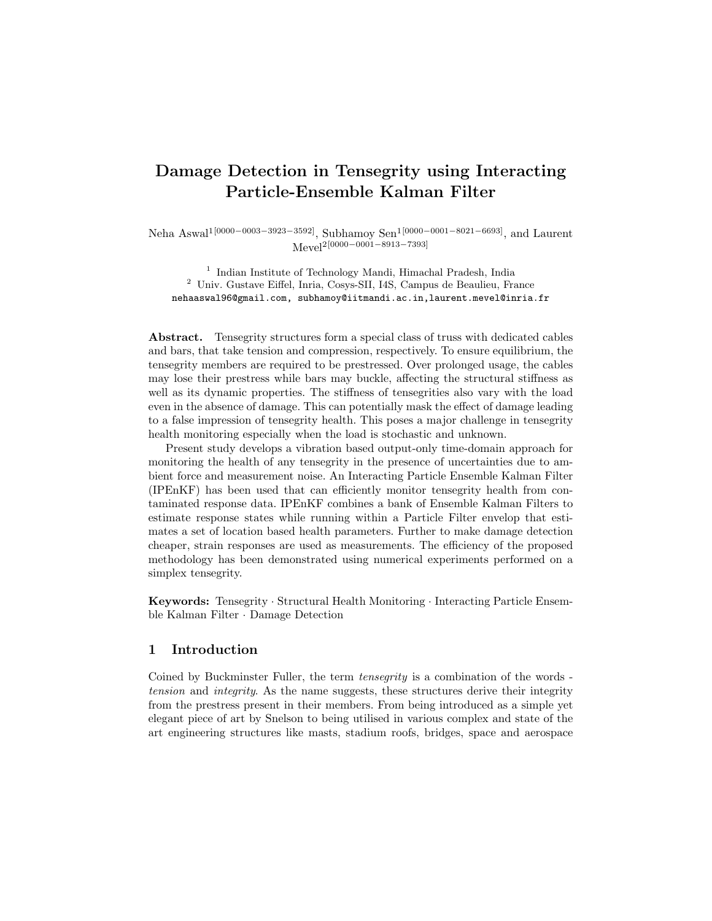# Damage Detection in Tensegrity using Interacting Particle-Ensemble Kalman Filter

Neha Aswal[1] [0000−0003−3923−3592], Subhamoy Sen[1] [0000−0001−8021−6693], and Laurent Mevel[2] [0000−0001−8913−7393]

[1] Indian Institute of Technology Mandi, Himachal Pradesh, India
[2] Univ. Gustave Eiffel, Inria, Cosys-SII, I4S, Campus de Beaulieu, France
nehaaswal96@gmail.com, subhamoy@iitmandi.ac.in, laurent.mevel@inria.fr

**Abstract.** Tensegrity structures form a special class of truss with dedicated cables and bars, that take tension and compression, respectively. To ensure equilibrium, the tensegrity members are required to be prestressed. Over prolonged usage, the cables may lose their prestress while bars may buckle, affecting the structural stiffness as well as its dynamic properties. The stiffness of tensegrities also vary with the load even in the absence of damage. This can potentially mask the effect of damage leading to a false impression of tensegrity health. This poses a major challenge in tensegrity health monitoring especially when the load is stochastic and unknown.

Present study develops a vibration based output-only time-domain approach for monitoring the health of any tensegrity in the presence of uncertainties due to ambient force and measurement noise. An Interacting Particle Ensemble Kalman Filter (IPEnKF) has been used that can efficiently monitor tensegrity health from contaminated response data. IPEnKF combines a bank of Ensemble Kalman Filters to estimate response states while running within a Particle Filter envelop that estimates a set of location based health parameters. Further to make damage detection cheaper, strain responses are used as measurements. The efficiency of the proposed methodology has been demonstrated using numerical experiments performed on a simplex tensegrity.

**Keywords:** Tensegrity · Structural Health Monitoring · Interacting Particle Ensemble Kalman Filter · Damage Detection

## 1 Introduction

Coined by Buckminster Fuller, the term *tensegrity* is a combination of the words - *tension* and *integrity*. As the name suggests, these structures derive their integrity from the prestress present in their members. From being introduced as a simple yet elegant piece of art by Snelson to being utilised in various complex and state of the art engineering structures like masts, stadium roofs, bridges, space and aerospace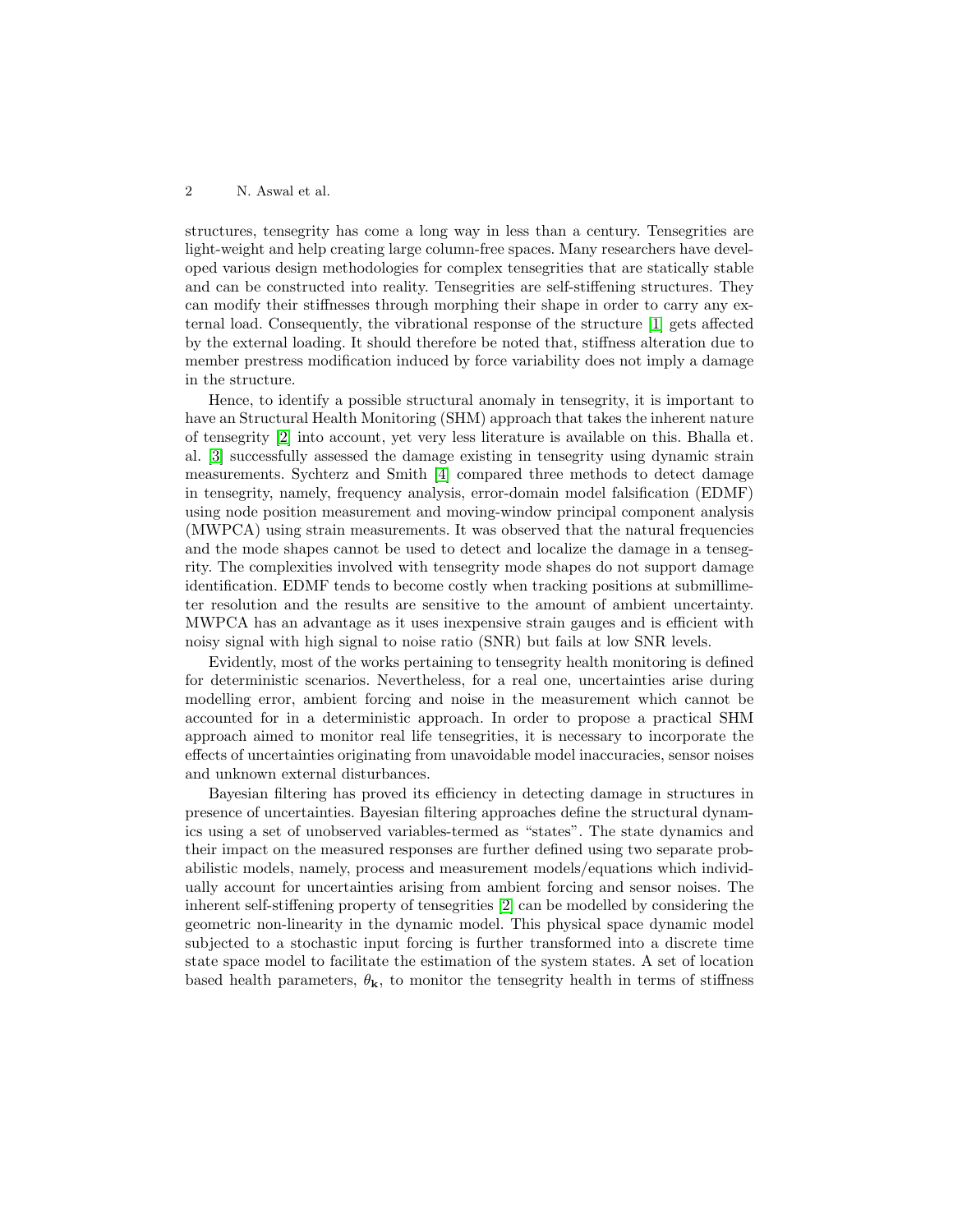structures, tensegrity has come a long way in less than a century. Tensegrities are light-weight and help creating large column-free spaces. Many researchers have developed various design methodologies for complex tensegrities that are statically stable and can be constructed into reality. Tensegrities are self-stiffening structures. They can modify their stiffnesses through morphing their shape in order to carry any external load. Consequently, the vibrational response of the structure [1] gets affected by the external loading. It should therefore be noted that, stiffness alteration due to member prestress modification induced by force variability does not imply a damage in the structure.

Hence, to identify a possible structural anomaly in tensegrity, it is important to have an Structural Health Monitoring (SHM) approach that takes the inherent nature of tensegrity [2] into account, yet very less literature is available on this. Bhalla et. al. [3] successfully assessed the damage existing in tensegrity using dynamic strain measurements. Sychterz and Smith [4] compared three methods to detect damage in tensegrity, namely, frequency analysis, error-domain model falsification (EDMF) using node position measurement and moving-window principal component analysis (MWPCA) using strain measurements. It was observed that the natural frequencies and the mode shapes cannot be used to detect and localize the damage in a tensegrity. The complexities involved with tensegrity mode shapes do not support damage identification. EDMF tends to become costly when tracking positions at submillimeter resolution and the results are sensitive to the amount of ambient uncertainty. MWPCA has an advantage as it uses inexpensive strain gauges and is efficient with noisy signal with high signal to noise ratio (SNR) but fails at low SNR levels.

Evidently, most of the works pertaining to tensegrity health monitoring is defined for deterministic scenarios. Nevertheless, for a real one, uncertainties arise during modelling error, ambient forcing and noise in the measurement which cannot be accounted for in a deterministic approach. In order to propose a practical SHM approach aimed to monitor real life tensegrities, it is necessary to incorporate the effects of uncertainties originating from unavoidable model inaccuracies, sensor noises and unknown external disturbances.

Bayesian filtering has proved its efficiency in detecting damage in structures in presence of uncertainties. Bayesian filtering approaches define the structural dynamics using a set of unobserved variables-termed as "states". The state dynamics and their impact on the measured responses are further defined using two separate probabilistic models, namely, process and measurement models/equations which individually account for uncertainties arising from ambient forcing and sensor noises. The inherent self-stiffening property of tensegrities [2] can be modelled by considering the geometric non-linearity in the dynamic model. This physical space dynamic model subjected to a stochastic input forcing is further transformed into a discrete time state space model to facilitate the estimation of the system states. A set of location based health parameters, $\theta_{\mathbf{k}}$, to monitor the tensegrity health in terms of stiffness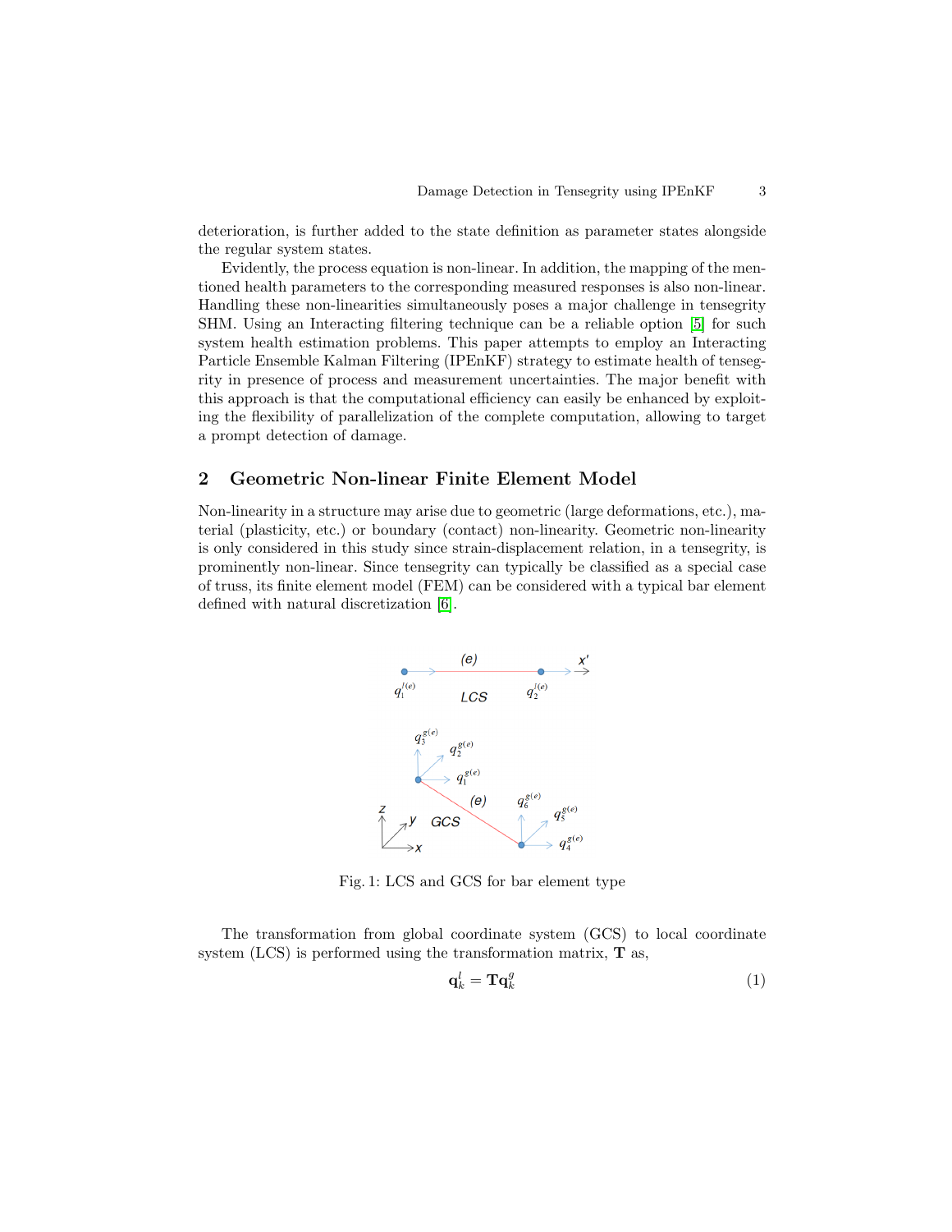deterioration, is further added to the state definition as parameter states alongside the regular system states.

Evidently, the process equation is non-linear. In addition, the mapping of the mentioned health parameters to the corresponding measured responses is also non-linear. Handling these non-linearities simultaneously poses a major challenge in tensegrity SHM. Using an Interacting filtering technique can be a reliable option [5] for such system health estimation problems. This paper attempts to employ an Interacting Particle Ensemble Kalman Filtering (IPEnKF) strategy to estimate health of tensegrity in presence of process and measurement uncertainties. The major benefit with this approach is that the computational efficiency can easily be enhanced by exploiting the flexibility of parallelization of the complete computation, allowing to target a prompt detection of damage.

## 2 Geometric Non-linear Finite Element Model

Non-linearity in a structure may arise due to geometric (large deformations, etc.), material (plasticity, etc.) or boundary (contact) non-linearity. Geometric non-linearity is only considered in this study since strain-displacement relation, in a tensegrity, is prominently non-linear. Since tensegrity can typically be classified as a special case of truss, its finite element model (FEM) can be considered with a typical bar element defined with natural discretization [6].

Fig. 1: LCS and GCS for bar element type

The transformation from global coordinate system (GCS) to local coordinate system (LCS) is performed using the transformation matrix, $\mathbf{T}$ as,

$$\mathbf{q}_k^l = \mathbf{T}\mathbf{q}_k^g \tag{1}$$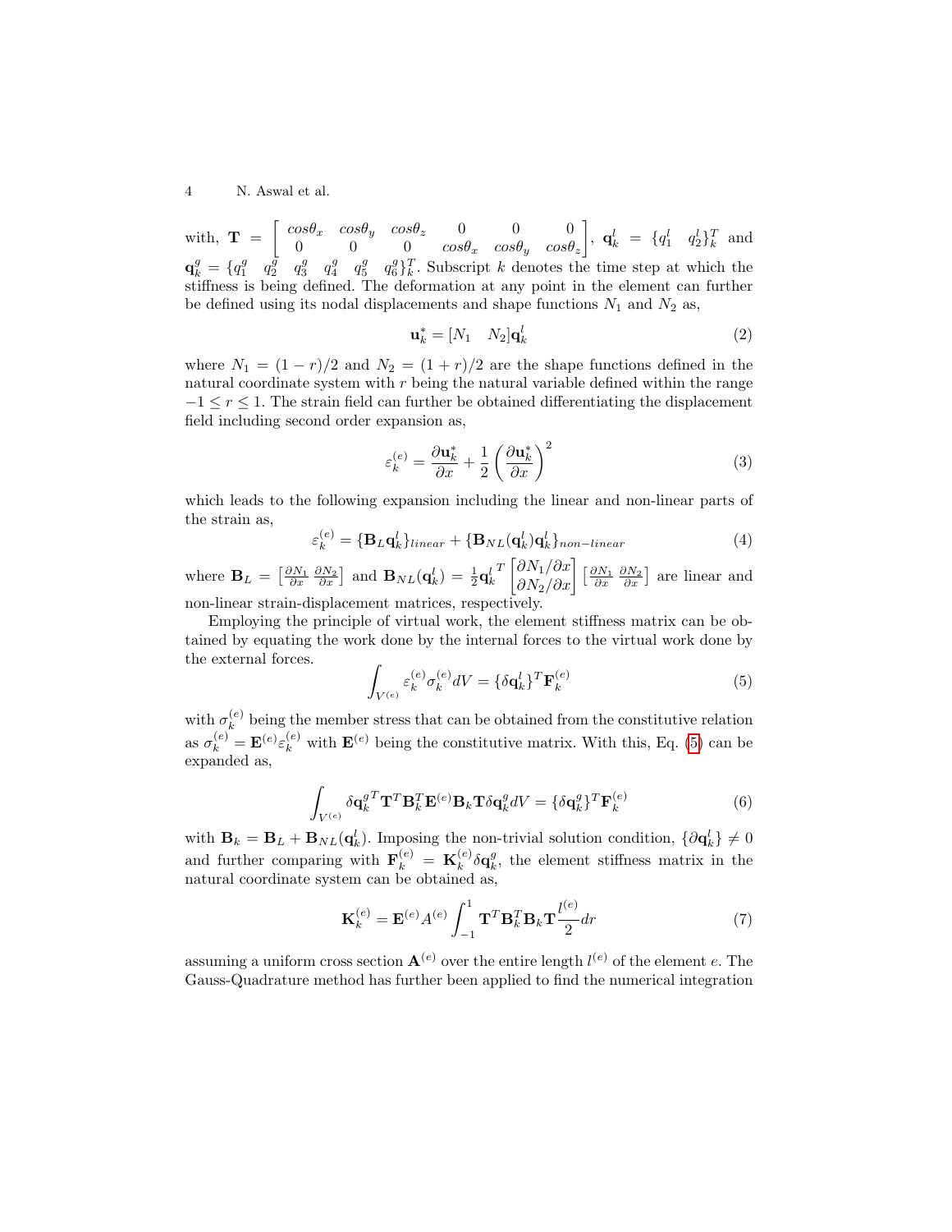with, $\mathbf{T} = \begin{bmatrix} cos\theta_x & cos\theta_y & cos\theta_z & 0 & 0 & 0 \\ 0 & 0 & 0 & cos\theta_x & cos\theta_y & cos\theta_z \end{bmatrix}$, $\mathbf{q}_k^l = \{q_1^l \quad q_2^l\}_k^T$ and $\mathbf{q}_k^g = \{q_1^g \quad q_2^g \quad q_3^g \quad q_4^g \quad q_5^g \quad q_6^g\}_k^T$. Subscript $k$ denotes the time step at which the stiffness is being defined. The deformation at any point in the element can further be defined using its nodal displacements and shape functions $N_1$ and $N_2$ as,

$$\mathbf{u}_k^* = [N_1 \quad N_2]\mathbf{q}_k^l \tag{2}$$

where $N_1 = (1-r)/2$ and $N_2 = (1+r)/2$ are the shape functions defined in the natural coordinate system with $r$ being the natural variable defined within the range $-1 \leq r \leq 1$. The strain field can further be obtained differentiating the displacement field including second order expansion as,

$$\varepsilon_k^{(e)} = \frac{\partial \mathbf{u}_k^*}{\partial x} + \frac{1}{2}\left(\frac{\partial \mathbf{u}_k^*}{\partial x}\right)^2 \tag{3}$$

which leads to the following expansion including the linear and non-linear parts of the strain as,

$$\varepsilon_k^{(e)} = \{\mathbf{B}_L \mathbf{q}_k^l\}_{linear} + \{\mathbf{B}_{NL}(\mathbf{q}_k^l)\mathbf{q}_k^l\}_{non-linear} \tag{4}$$

where $\mathbf{B}_L = \left[\frac{\partial N_1}{\partial x} \; \frac{\partial N_2}{\partial x}\right]$ and $\mathbf{B}_{NL}(\mathbf{q}_k^l) = \frac{1}{2}{\mathbf{q}_k^l}^T \begin{bmatrix} \partial N_1/\partial x \\ \partial N_2/\partial x \end{bmatrix} \left[\frac{\partial N_1}{\partial x} \; \frac{\partial N_2}{\partial x}\right]$ are linear and non-linear strain-displacement matrices, respectively.

Employing the principle of virtual work, the element stiffness matrix can be obtained by equating the work done by the internal forces to the virtual work done by the external forces.

$$\int_{V^{(e)}} \varepsilon_k^{(e)} \sigma_k^{(e)} dV = \{\delta \mathbf{q}_k^l\}^T \mathbf{F}_k^{(e)} \tag{5}$$

with $\sigma_k^{(e)}$ being the member stress that can be obtained from the constitutive relation as $\sigma_k^{(e)} = \mathbf{E}^{(e)} \varepsilon_k^{(e)}$ with $\mathbf{E}^{(e)}$ being the constitutive matrix. With this, Eq. (5) can be expanded as,

$$\int_{V^{(e)}} \delta {\mathbf{q}_k^g}^T \mathbf{T}^T \mathbf{B}_k^T \mathbf{E}^{(e)} \mathbf{B}_k \mathbf{T} \delta \mathbf{q}_k^g dV = \{\delta \mathbf{q}_k^g\}^T \mathbf{F}_k^{(e)} \tag{6}$$

with $\mathbf{B}_k = \mathbf{B}_L + \mathbf{B}_{NL}(\mathbf{q}_k^l)$. Imposing the non-trivial solution condition, $\{\partial \mathbf{q}_k^l\} \neq 0$ and further comparing with $\mathbf{F}_k^{(e)} = \mathbf{K}_k^{(e)} \delta \mathbf{q}_k^g$, the element stiffness matrix in the natural coordinate system can be obtained as,

$$\mathbf{K}_k^{(e)} = \mathbf{E}^{(e)} A^{(e)} \int_{-1}^{1} \mathbf{T}^T \mathbf{B}_k^T \mathbf{B}_k \mathbf{T} \frac{l^{(e)}}{2} dr \tag{7}$$

assuming a uniform cross section $\mathbf{A}^{(e)}$ over the entire length $l^{(e)}$ of the element $e$. The Gauss-Quadrature method has further been applied to find the numerical integration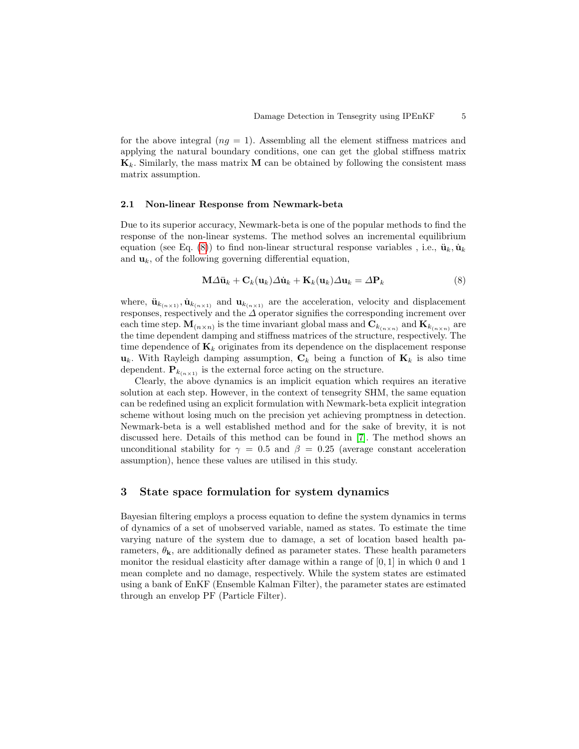for the above integral ($ng = 1$). Assembling all the element stiffness matrices and applying the natural boundary conditions, one can get the global stiffness matrix $\mathbf{K}_k$. Similarly, the mass matrix $\mathbf{M}$ can be obtained by following the consistent mass matrix assumption.

### 2.1 Non-linear Response from Newmark-beta

Due to its superior accuracy, Newmark-beta is one of the popular methods to find the response of the non-linear systems. The method solves an incremental equilibrium equation (see Eq. (8)) to find non-linear structural response variables , i.e., $\ddot{\mathbf{u}}_k, \dot{\mathbf{u}}_k$ and $\mathbf{u}_k$, of the following governing differential equation,

$$\mathbf{M}\Delta\ddot{\mathbf{u}}_k + \mathbf{C}_k(\mathbf{u}_k)\Delta\dot{\mathbf{u}}_k + \mathbf{K}_k(\mathbf{u}_k)\Delta\mathbf{u}_k = \Delta\mathbf{P}_k \tag{8}$$

where, $\ddot{\mathbf{u}}_{k_{(n\times1)}}, \dot{\mathbf{u}}_{k_{(n\times1)}}$ and $\mathbf{u}_{k_{(n\times1)}}$ are the acceleration, velocity and displacement responses, respectively and the $\Delta$ operator signifies the corresponding increment over each time step. $\mathbf{M}_{(n\times n)}$ is the time invariant global mass and $\mathbf{C}_{k_{(n\times n)}}$ and $\mathbf{K}_{k_{(n\times n)}}$ are the time dependent damping and stiffness matrices of the structure, respectively. The time dependence of $\mathbf{K}_k$ originates from its dependence on the displacement response $\mathbf{u}_k$. With Rayleigh damping assumption, $\mathbf{C}_k$ being a function of $\mathbf{K}_k$ is also time dependent. $\mathbf{P}_{k_{(n\times1)}}$ is the external force acting on the structure.

Clearly, the above dynamics is an implicit equation which requires an iterative solution at each step. However, in the context of tensegrity SHM, the same equation can be redefined using an explicit formulation with Newmark-beta explicit integration scheme without losing much on the precision yet achieving promptness in detection. Newmark-beta is a well established method and for the sake of brevity, it is not discussed here. Details of this method can be found in [7]. The method shows an unconditional stability for $\gamma = 0.5$ and $\beta = 0.25$ (average constant acceleration assumption), hence these values are utilised in this study.

## 3 State space formulation for system dynamics

Bayesian filtering employs a process equation to define the system dynamics in terms of dynamics of a set of unobserved variable, named as states. To estimate the time varying nature of the system due to damage, a set of location based health parameters, $\theta_{\mathbf{k}}$, are additionally defined as parameter states. These health parameters monitor the residual elasticity after damage within a range of $[0, 1]$ in which 0 and 1 mean complete and no damage, respectively. While the system states are estimated using a bank of EnKF (Ensemble Kalman Filter), the parameter states are estimated through an envelop PF (Particle Filter).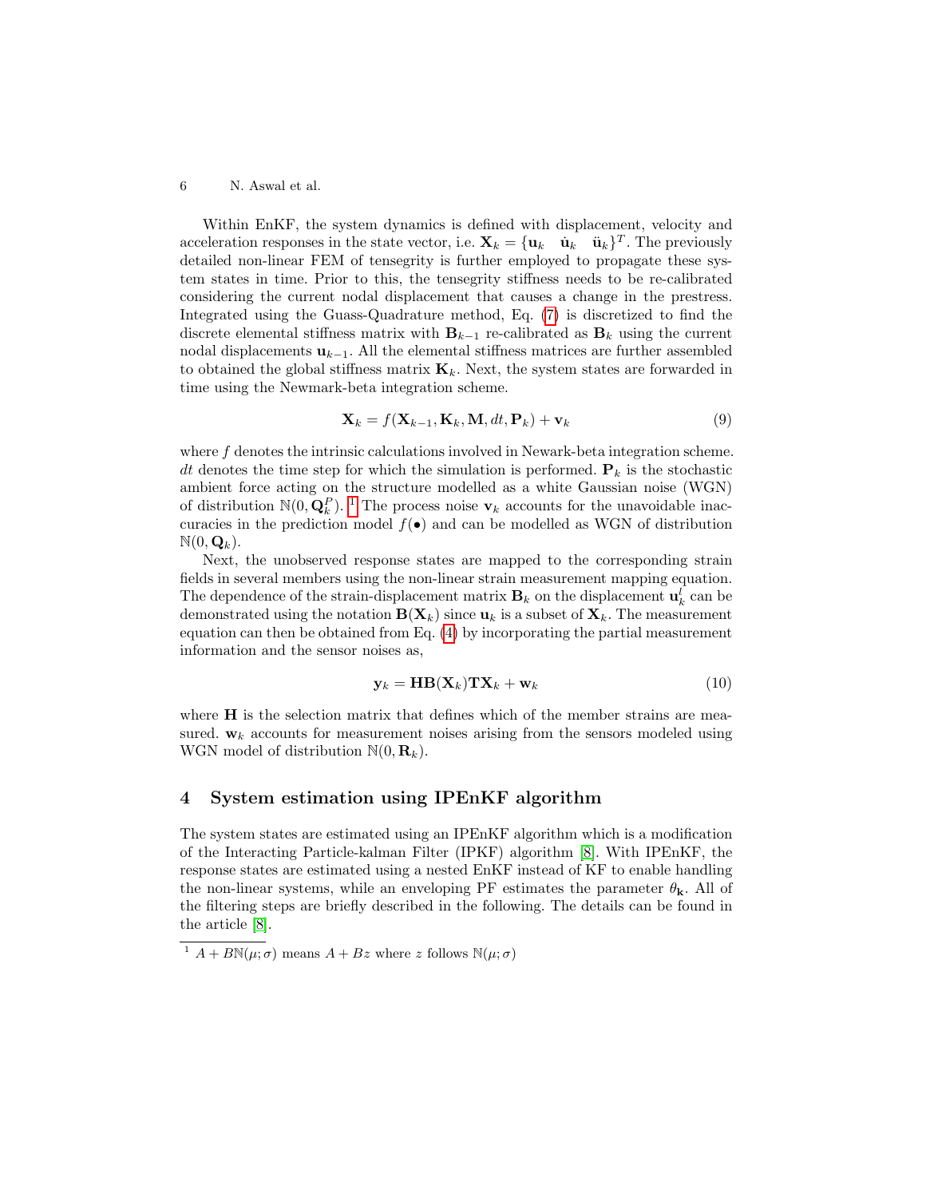Within EnKF, the system dynamics is defined with displacement, velocity and acceleration responses in the state vector, i.e. $\mathbf{X}_k = \{\mathbf{u}_k \quad \dot{\mathbf{u}}_k \quad \ddot{\mathbf{u}}_k\}^T$. The previously detailed non-linear FEM of tensegrity is further employed to propagate these system states in time. Prior to this, the tensegrity stiffness needs to be re-calibrated considering the current nodal displacement that causes a change in the prestress. Integrated using the Guass-Quadrature method, Eq. (7) is discretized to find the discrete elemental stiffness matrix with $\mathbf{B}_{k-1}$ re-calibrated as $\mathbf{B}_k$ using the current nodal displacements $\mathbf{u}_{k-1}$. All the elemental stiffness matrices are further assembled to obtained the global stiffness matrix $\mathbf{K}_k$. Next, the system states are forwarded in time using the Newmark-beta integration scheme.

$$\mathbf{X}_k = f(\mathbf{X}_{k-1}, \mathbf{K}_k, \mathbf{M}, dt, \mathbf{P}_k) + \mathbf{v}_k \tag{9}$$

where $f$ denotes the intrinsic calculations involved in Newark-beta integration scheme. $dt$ denotes the time step for which the simulation is performed. $\mathbf{P}_k$ is the stochastic ambient force acting on the structure modelled as a white Gaussian noise (WGN) of distribution $\mathbb{N}(0, \mathbf{Q}_k^P)$. [1] The process noise $\mathbf{v}_k$ accounts for the unavoidable inaccuracies in the prediction model $f(\bullet)$ and can be modelled as WGN of distribution $\mathbb{N}(0, \mathbf{Q}_k)$.

Next, the unobserved response states are mapped to the corresponding strain fields in several members using the non-linear strain measurement mapping equation. The dependence of the strain-displacement matrix $\mathbf{B}_k$ on the displacement $\mathbf{u}_k^l$ can be demonstrated using the notation $\mathbf{B}(\mathbf{X}_k)$ since $\mathbf{u}_k$ is a subset of $\mathbf{X}_k$. The measurement equation can then be obtained from Eq. (4) by incorporating the partial measurement information and the sensor noises as,

$$\mathbf{y}_k = \mathbf{H}\mathbf{B}(\mathbf{X}_k)\mathbf{T}\mathbf{X}_k + \mathbf{w}_k \tag{10}$$

where $\mathbf{H}$ is the selection matrix that defines which of the member strains are measured. $\mathbf{w}_k$ accounts for measurement noises arising from the sensors modeled using WGN model of distribution $\mathbb{N}(0, \mathbf{R}_k)$.

## 4 System estimation using IPEnKF algorithm

The system states are estimated using an IPEnKF algorithm which is a modification of the Interacting Particle-kalman Filter (IPKF) algorithm [8]. With IPEnKF, the response states are estimated using a nested EnKF instead of KF to enable handling the non-linear systems, while an enveloping PF estimates the parameter $\theta_{\mathbf{k}}$. All of the filtering steps are briefly described in the following. The details can be found in the article [8].

[1] $A + B\mathbb{N}(\mu;\sigma)$ means $A + Bz$ where $z$ follows $\mathbb{N}(\mu;\sigma)$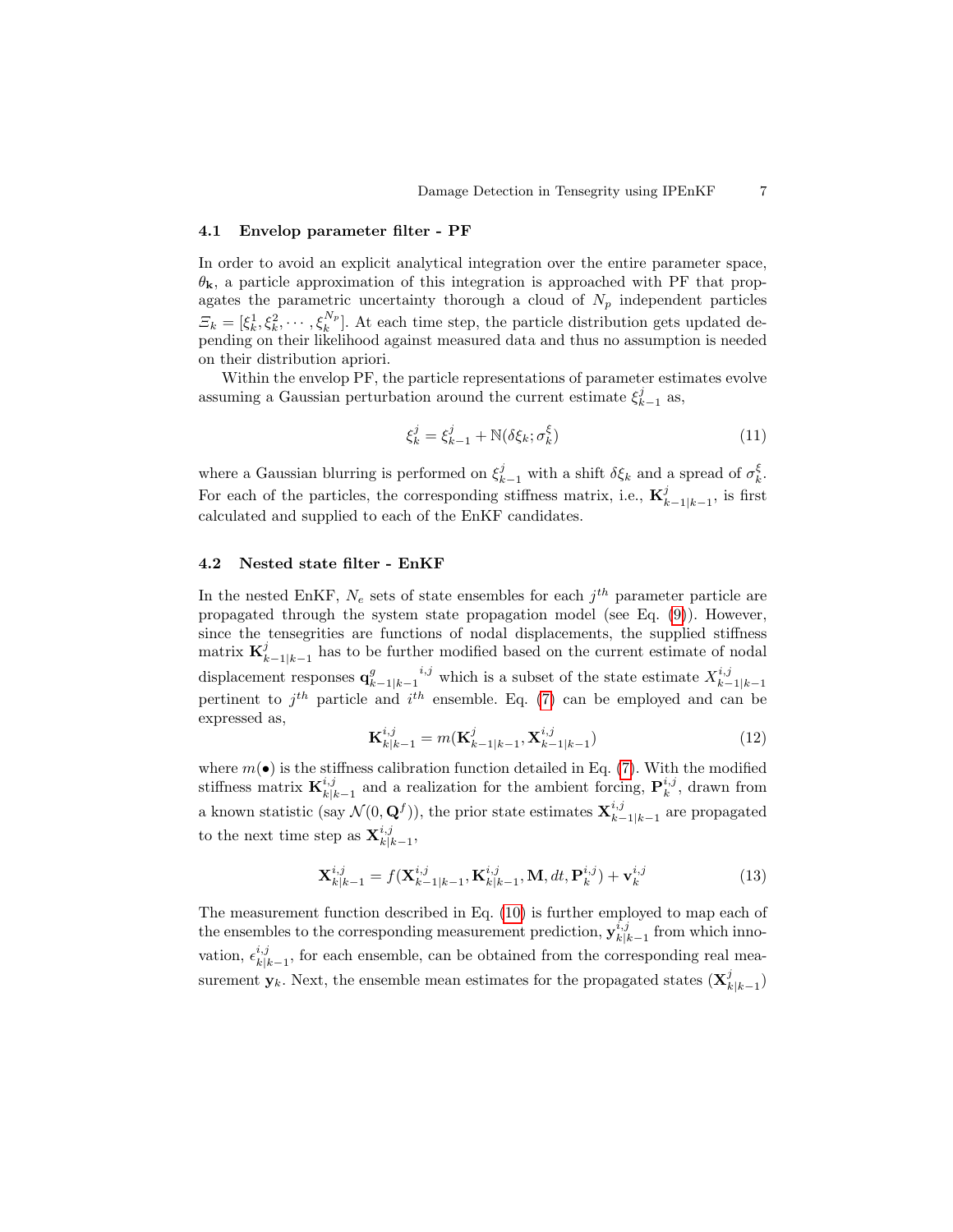### 4.1 Envelop parameter filter - PF

In order to avoid an explicit analytical integration over the entire parameter space, $\theta_{\mathbf{k}}$, a particle approximation of this integration is approached with PF that propagates the parametric uncertainty thorough a cloud of $N_p$ independent particles $\Xi_k = [\xi_k^1, \xi_k^2, \cdots, \xi_k^{N_p}]$. At each time step, the particle distribution gets updated depending on their likelihood against measured data and thus no assumption is needed on their distribution apriori.

Within the envelop PF, the particle representations of parameter estimates evolve assuming a Gaussian perturbation around the current estimate $\xi_{k-1}^j$ as,

$$\xi_k^j = \xi_{k-1}^j + \mathbb{N}(\delta\xi_k; \sigma_k^\xi) \tag{11}$$

where a Gaussian blurring is performed on $\xi_{k-1}^j$ with a shift $\delta\xi_k$ and a spread of $\sigma_k^\xi$. For each of the particles, the corresponding stiffness matrix, i.e., $\mathbf{K}_{k-1|k-1}^j$, is first calculated and supplied to each of the EnKF candidates.

### 4.2 Nested state filter - EnKF

In the nested EnKF, $N_e$ sets of state ensembles for each $j^{th}$ parameter particle are propagated through the system state propagation model (see Eq. (9)). However, since the tensegrities are functions of nodal displacements, the supplied stiffness matrix $\mathbf{K}_{k-1|k-1}^j$ has to be further modified based on the current estimate of nodal displacement responses ${\mathbf{q}_{k-1|k-1}^g}^{i,j}$ which is a subset of the state estimate $X_{k-1|k-1}^{i,j}$ pertinent to $j^{th}$ particle and $i^{th}$ ensemble. Eq. (7) can be employed and can be expressed as,

$$\mathbf{K}_{k|k-1}^{i,j} = m(\mathbf{K}_{k-1|k-1}^j, \mathbf{X}_{k-1|k-1}^{i,j}) \tag{12}$$

where $m(\bullet)$ is the stiffness calibration function detailed in Eq. (7). With the modified stiffness matrix $\mathbf{K}_{k|k-1}^{i,j}$ and a realization for the ambient forcing, $\mathbf{P}_k^{i,j}$, drawn from a known statistic (say $\mathcal{N}(0, \mathbf{Q}^f)$), the prior state estimates $\mathbf{X}_{k-1|k-1}^{i,j}$ are propagated to the next time step as $\mathbf{X}_{k|k-1}^{i,j}$,

$$\mathbf{X}_{k|k-1}^{i,j} = f(\mathbf{X}_{k-1|k-1}^{i,j}, \mathbf{K}_{k|k-1}^{i,j}, \mathbf{M}, dt, \mathbf{P}_k^{i,j}) + \mathbf{v}_k^{i,j} \tag{13}$$

The measurement function described in Eq. (10) is further employed to map each of the ensembles to the corresponding measurement prediction, $\mathbf{y}_{k|k-1}^{i,j}$ from which innovation, $\epsilon_{k|k-1}^{i,j}$, for each ensemble, can be obtained from the corresponding real measurement $\mathbf{y}_k$. Next, the ensemble mean estimates for the propagated states ($\mathbf{X}_{k|k-1}^j$)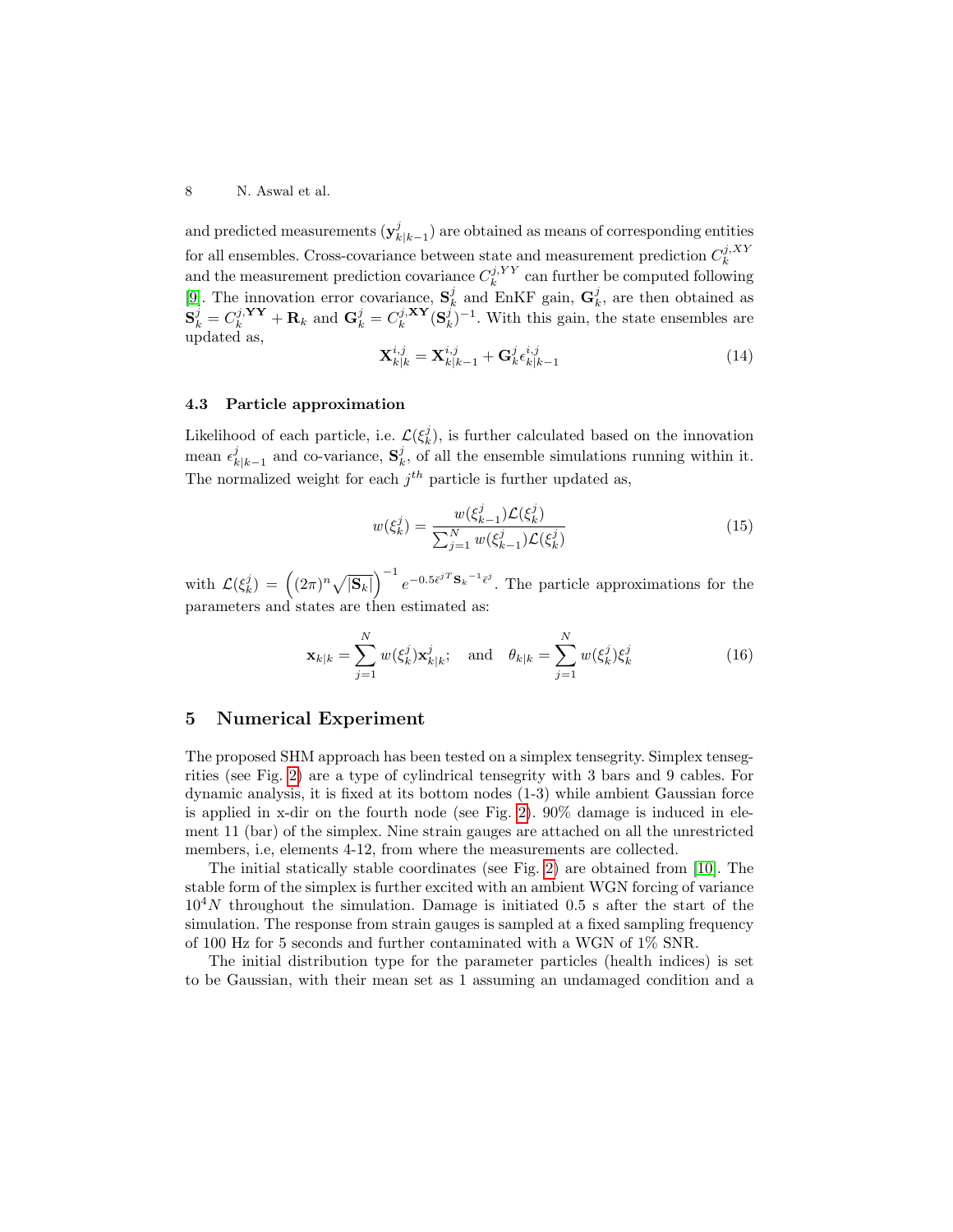and predicted measurements ($\mathbf{y}^j_{k|k-1}$) are obtained as means of corresponding entities for all ensembles. Cross-covariance between state and measurement prediction $C^{j,XY}_k$ and the measurement prediction covariance $C^{j,YY}_k$ can further be computed following [9]. The innovation error covariance, $\mathbf{S}^j_k$ and EnKF gain, $\mathbf{G}^j_k$, are then obtained as $\mathbf{S}^j_k = C^{j,\mathbf{YY}}_k + \mathbf{R}_k$ and $\mathbf{G}^j_k = C^{j,\mathbf{XY}}_k (\mathbf{S}^j_k)^{-1}$. With this gain, the state ensembles are updated as,

$$\mathbf{X}^{i,j}_{k|k} = \mathbf{X}^{i,j}_{k|k-1} + \mathbf{G}^j_k \epsilon^{i,j}_{k|k-1} \tag{14}$$

### 4.3 Particle approximation

Likelihood of each particle, i.e. $\mathcal{L}(\xi^j_k)$, is further calculated based on the innovation mean $\epsilon^j_{k|k-1}$ and co-variance, $\mathbf{S}^j_k$, of all the ensemble simulations running within it. The normalized weight for each $j^{th}$ particle is further updated as,

$$w(\xi^j_k) = \frac{w(\xi^j_{k-1})\mathcal{L}(\xi^j_k)}{\sum_{j=1}^{N} w(\xi^j_{k-1})\mathcal{L}(\xi^j_k)} \tag{15}$$

with $\mathcal{L}(\xi^j_k) = \left((2\pi)^n \sqrt{|\mathbf{S}_k|}\right)^{-1} e^{-0.5\bar{\epsilon}^{jT}\mathbf{S}_k{}^{-1}\bar{\epsilon}^j}$. The particle approximations for the parameters and states are then estimated as:

$$\mathbf{x}_{k|k} = \sum_{j=1}^{N} w(\xi^j_k)\mathbf{x}^j_{k|k}; \quad \text{and} \quad \theta_{k|k} = \sum_{j=1}^{N} w(\xi^j_k)\xi^j_k \tag{16}$$

## 5 Numerical Experiment

The proposed SHM approach has been tested on a simplex tensegrity. Simplex tensegrities (see Fig. 2) are a type of cylindrical tensegrity with 3 bars and 9 cables. For dynamic analysis, it is fixed at its bottom nodes (1-3) while ambient Gaussian force is applied in x-dir on the fourth node (see Fig. 2). 90% damage is induced in element 11 (bar) of the simplex. Nine strain gauges are attached on all the unrestricted members, i.e, elements 4-12, from where the measurements are collected.

The initial statically stable coordinates (see Fig. 2) are obtained from [10]. The stable form of the simplex is further excited with an ambient WGN forcing of variance $10^4 N$ throughout the simulation. Damage is initiated 0.5 s after the start of the simulation. The response from strain gauges is sampled at a fixed sampling frequency of 100 Hz for 5 seconds and further contaminated with a WGN of 1% SNR.

The initial distribution type for the parameter particles (health indices) is set to be Gaussian, with their mean set as 1 assuming an undamaged condition and a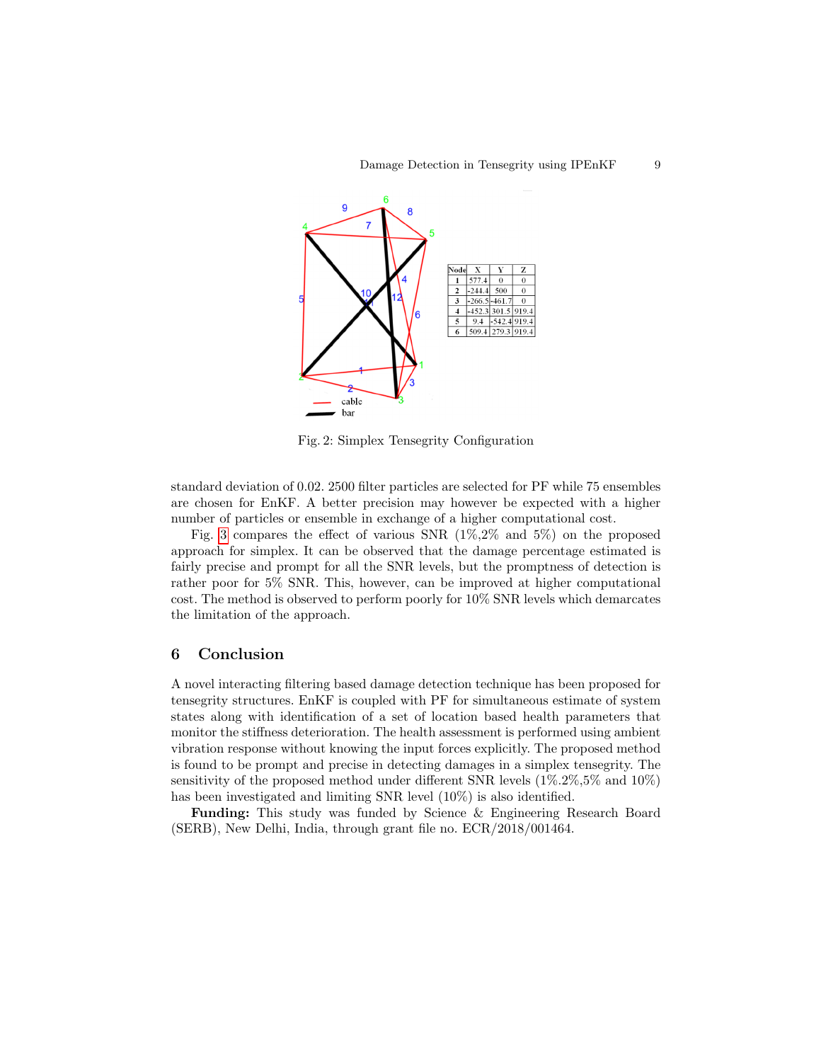| Node | X | Y | Z |
|---|---|---|---|
| 1 | 577.4 | 0 | 0 |
| 2 | -244.4 | 500 | 0 |
| 3 | -266.5 | -461.7 | 0 |
| 4 | -452.3 | 301.5 | 919.4 |
| 5 | 9.4 | -542.4 | 919.4 |
| 6 | 509.4 | 279.3 | 919.4 |

Fig. 2: Simplex Tensegrity Configuration

standard deviation of 0.02. 2500 filter particles are selected for PF while 75 ensembles are chosen for EnKF. A better precision may however be expected with a higher number of particles or ensemble in exchange of a higher computational cost.

Fig. 3 compares the effect of various SNR (1%,2% and 5%) on the proposed approach for simplex. It can be observed that the damage percentage estimated is fairly precise and prompt for all the SNR levels, but the promptness of detection is rather poor for 5% SNR. This, however, can be improved at higher computational cost. The method is observed to perform poorly for 10% SNR levels which demarcates the limitation of the approach.

## 6 Conclusion

A novel interacting filtering based damage detection technique has been proposed for tensegrity structures. EnKF is coupled with PF for simultaneous estimate of system states along with identification of a set of location based health parameters that monitor the stiffness deterioration. The health assessment is performed using ambient vibration response without knowing the input forces explicitly. The proposed method is found to be prompt and precise in detecting damages in a simplex tensegrity. The sensitivity of the proposed method under different SNR levels (1%.2%,5% and 10%) has been investigated and limiting SNR level (10%) is also identified.

**Funding:** This study was funded by Science & Engineering Research Board (SERB), New Delhi, India, through grant file no. ECR/2018/001464.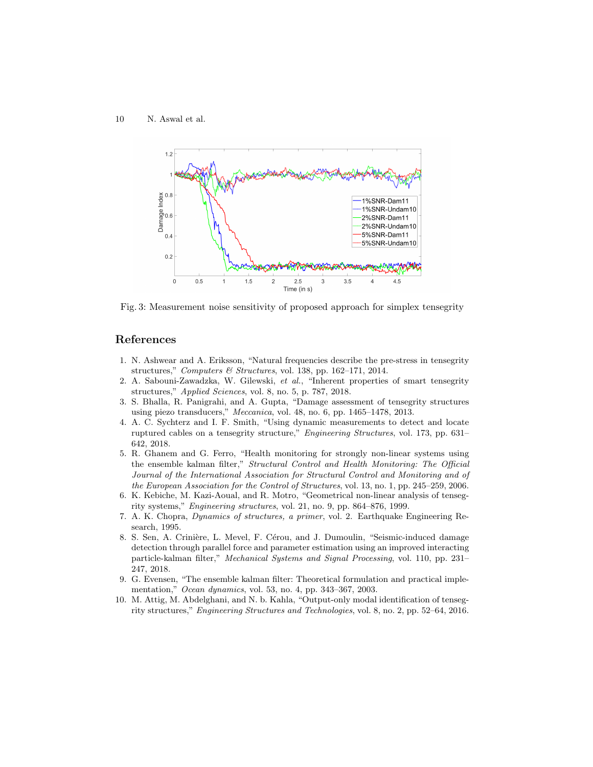1.2
1
0.8
0.6
0.4
0.2
Damage Index
0
0.5
1
1.5
2
2.5
3
3.5
4
4.5
Time (in s)
1%SNR-Dam11
1%SNR-Undam10
2%SNR-Dam11
2%SNR-Undam10
5%SNR-Dam11
5%SNR-Undam10

Fig. 3: Measurement noise sensitivity of proposed approach for simplex tensegrity

## References

1. N. Ashwear and A. Eriksson, "Natural frequencies describe the pre-stress in tensegrity structures," *Computers & Structures*, vol. 138, pp. 162–171, 2014.
2. A. Sabouni-Zawadzka, W. Gilewski, *et al.*, "Inherent properties of smart tensegrity structures," *Applied Sciences*, vol. 8, no. 5, p. 787, 2018.
3. S. Bhalla, R. Panigrahi, and A. Gupta, "Damage assessment of tensegrity structures using piezo transducers," *Meccanica*, vol. 48, no. 6, pp. 1465–1478, 2013.
4. A. C. Sychterz and I. F. Smith, "Using dynamic measurements to detect and locate ruptured cables on a tensegrity structure," *Engineering Structures*, vol. 173, pp. 631–642, 2018.
5. R. Ghanem and G. Ferro, "Health monitoring for strongly non-linear systems using the ensemble kalman filter," *Structural Control and Health Monitoring: The Official Journal of the International Association for Structural Control and Monitoring and of the European Association for the Control of Structures*, vol. 13, no. 1, pp. 245–259, 2006.
6. K. Kebiche, M. Kazi-Aoual, and R. Motro, "Geometrical non-linear analysis of tensegrity systems," *Engineering structures*, vol. 21, no. 9, pp. 864–876, 1999.
7. A. K. Chopra, *Dynamics of structures, a primer*, vol. 2. Earthquake Engineering Research, 1995.
8. S. Sen, A. Crinière, L. Mevel, F. Cérou, and J. Dumoulin, "Seismic-induced damage detection through parallel force and parameter estimation using an improved interacting particle-kalman filter," *Mechanical Systems and Signal Processing*, vol. 110, pp. 231–247, 2018.
9. G. Evensen, "The ensemble kalman filter: Theoretical formulation and practical implementation," *Ocean dynamics*, vol. 53, no. 4, pp. 343–367, 2003.
10. M. Attig, M. Abdelghani, and N. b. Kahla, "Output-only modal identification of tensegrity structures," *Engineering Structures and Technologies*, vol. 8, no. 2, pp. 52–64, 2016.